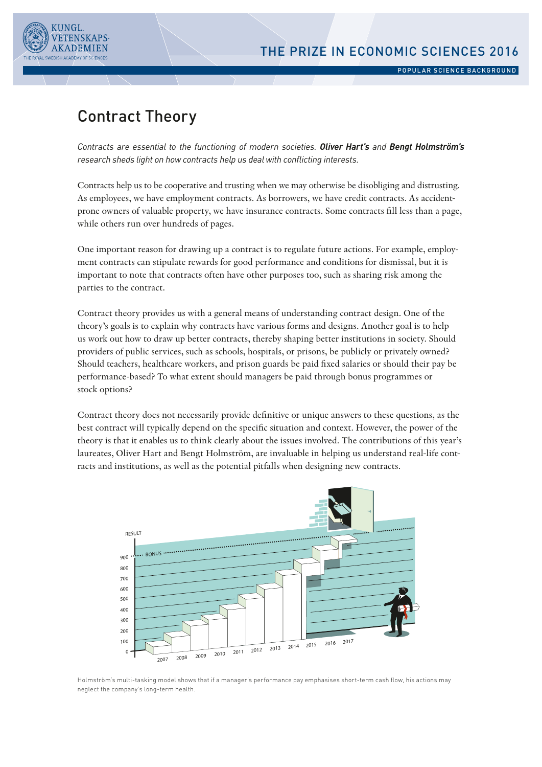# Contract Theory

*Contracts are essential to the functioning of modern societies.* ***Oliver Hart's*** *and* ***Bengt Holmström's*** *research sheds light on how contracts help us deal with conflicting interests.*

Contracts help us to be cooperative and trusting when we may otherwise be disobliging and distrusting. As employees, we have employment contracts. As borrowers, we have credit contracts. As accident-prone owners of valuable property, we have insurance contracts. Some contracts fill less than a page, while others run over hundreds of pages.

One important reason for drawing up a contract is to regulate future actions. For example, employment contracts can stipulate rewards for good performance and conditions for dismissal, but it is important to note that contracts often have other purposes too, such as sharing risk among the parties to the contract.

Contract theory provides us with a general means of understanding contract design. One of the theory's goals is to explain why contracts have various forms and designs. Another goal is to help us work out how to draw up better contracts, thereby shaping better institutions in society. Should providers of public services, such as schools, hospitals, or prisons, be publicly or privately owned? Should teachers, healthcare workers, and prison guards be paid fixed salaries or should their pay be performance-based? To what extent should managers be paid through bonus programmes or stock options?

Contract theory does not necessarily provide definitive or unique answers to these questions, as the best contract will typically depend on the specific situation and context. However, the power of the theory is that it enables us to think clearly about the issues involved. The contributions of this year's laureates, Oliver Hart and Bengt Holmström, are invaluable in helping us understand real-life contracts and institutions, as well as the potential pitfalls when designing new contracts.

Holmström's multi-tasking model shows that if a manager's performance pay emphasises short-term cash flow, his actions may neglect the company's long-term health.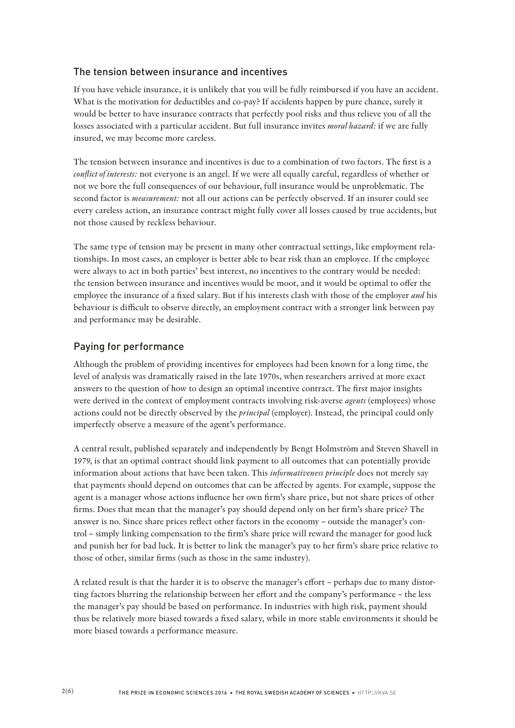## The tension between insurance and incentives

If you have vehicle insurance, it is unlikely that you will be fully reimbursed if you have an accident. What is the motivation for deductibles and co-pay? If accidents happen by pure chance, surely it would be better to have insurance contracts that perfectly pool risks and thus relieve you of all the losses associated with a particular accident. But full insurance invites *moral hazard:* if we are fully insured, we may become more careless.

The tension between insurance and incentives is due to a combination of two factors. The first is a *conflict of interests:* not everyone is an angel. If we were all equally careful, regardless of whether or not we bore the full consequences of our behaviour, full insurance would be unproblematic. The second factor is *measurement:* not all our actions can be perfectly observed. If an insurer could see every careless action, an insurance contract might fully cover all losses caused by true accidents, but not those caused by reckless behaviour.

The same type of tension may be present in many other contractual settings, like employment relationships. In most cases, an employer is better able to bear risk than an employee. If the employee were always to act in both parties' best interest, no incentives to the contrary would be needed: the tension between insurance and incentives would be moot, and it would be optimal to offer the employee the insurance of a fixed salary. But if his interests clash with those of the employer *and* his behaviour is difficult to observe directly, an employment contract with a stronger link between pay and performance may be desirable.

## Paying for performance

Although the problem of providing incentives for employees had been known for a long time, the level of analysis was dramatically raised in the late 1970s, when researchers arrived at more exact answers to the question of how to design an optimal incentive contract. The first major insights were derived in the context of employment contracts involving risk-averse *agents* (employees) whose actions could not be directly observed by the *principal* (employer). Instead, the principal could only imperfectly observe a measure of the agent's performance.

A central result, published separately and independently by Bengt Holmström and Steven Shavell in 1979, is that an optimal contract should link payment to all outcomes that can potentially provide information about actions that have been taken. This *informativeness principle* does not merely say that payments should depend on outcomes that can be affected by agents. For example, suppose the agent is a manager whose actions influence her own firm's share price, but not share prices of other firms. Does that mean that the manager's pay should depend only on her firm's share price? The answer is no. Since share prices reflect other factors in the economy – outside the manager's control – simply linking compensation to the firm's share price will reward the manager for good luck and punish her for bad luck. It is better to link the manager's pay to her firm's share price relative to those of other, similar firms (such as those in the same industry).

A related result is that the harder it is to observe the manager's effort – perhaps due to many distorting factors blurring the relationship between her effort and the company's performance – the less the manager's pay should be based on performance. In industries with high risk, payment should thus be relatively more biased towards a fixed salary, while in more stable environments it should be more biased towards a performance measure.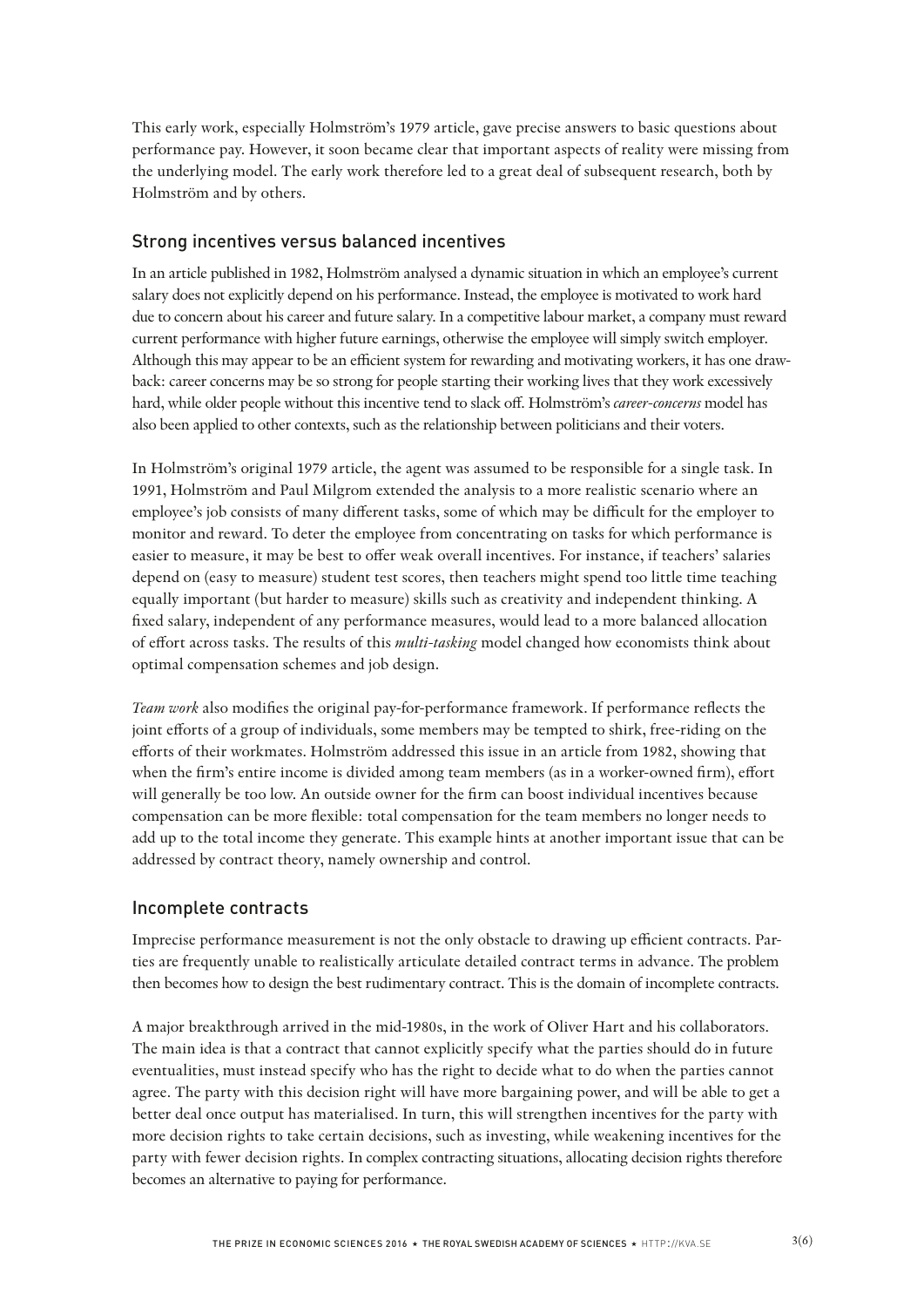This early work, especially Holmström's 1979 article, gave precise answers to basic questions about performance pay. However, it soon became clear that important aspects of reality were missing from the underlying model. The early work therefore led to a great deal of subsequent research, both by Holmström and by others.

## Strong incentives versus balanced incentives

In an article published in 1982, Holmström analysed a dynamic situation in which an employee's current salary does not explicitly depend on his performance. Instead, the employee is motivated to work hard due to concern about his career and future salary. In a competitive labour market, a company must reward current performance with higher future earnings, otherwise the employee will simply switch employer. Although this may appear to be an efficient system for rewarding and motivating workers, it has one drawback: career concerns may be so strong for people starting their working lives that they work excessively hard, while older people without this incentive tend to slack off. Holmström's *career-concerns* model has also been applied to other contexts, such as the relationship between politicians and their voters.

In Holmström's original 1979 article, the agent was assumed to be responsible for a single task. In 1991, Holmström and Paul Milgrom extended the analysis to a more realistic scenario where an employee's job consists of many different tasks, some of which may be difficult for the employer to monitor and reward. To deter the employee from concentrating on tasks for which performance is easier to measure, it may be best to offer weak overall incentives. For instance, if teachers' salaries depend on (easy to measure) student test scores, then teachers might spend too little time teaching equally important (but harder to measure) skills such as creativity and independent thinking. A fixed salary, independent of any performance measures, would lead to a more balanced allocation of effort across tasks. The results of this *multi-tasking* model changed how economists think about optimal compensation schemes and job design.

*Team work* also modifies the original pay-for-performance framework. If performance reflects the joint efforts of a group of individuals, some members may be tempted to shirk, free-riding on the efforts of their workmates. Holmström addressed this issue in an article from 1982, showing that when the firm's entire income is divided among team members (as in a worker-owned firm), effort will generally be too low. An outside owner for the firm can boost individual incentives because compensation can be more flexible: total compensation for the team members no longer needs to add up to the total income they generate. This example hints at another important issue that can be addressed by contract theory, namely ownership and control.

## Incomplete contracts

Imprecise performance measurement is not the only obstacle to drawing up efficient contracts. Parties are frequently unable to realistically articulate detailed contract terms in advance. The problem then becomes how to design the best rudimentary contract. This is the domain of incomplete contracts.

A major breakthrough arrived in the mid-1980s, in the work of Oliver Hart and his collaborators. The main idea is that a contract that cannot explicitly specify what the parties should do in future eventualities, must instead specify who has the right to decide what to do when the parties cannot agree. The party with this decision right will have more bargaining power, and will be able to get a better deal once output has materialised. In turn, this will strengthen incentives for the party with more decision rights to take certain decisions, such as investing, while weakening incentives for the party with fewer decision rights. In complex contracting situations, allocating decision rights therefore becomes an alternative to paying for performance.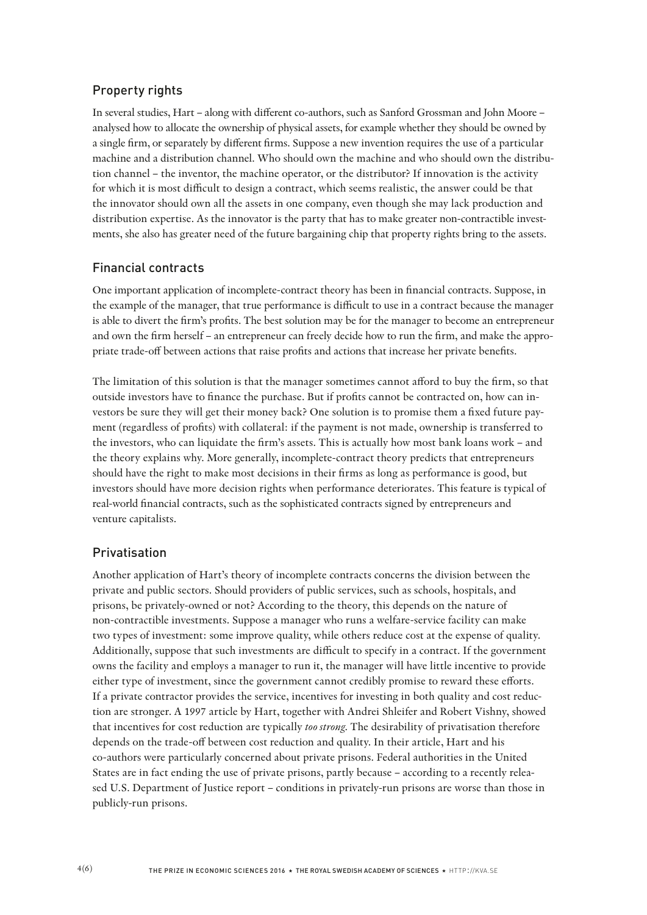## Property rights

In several studies, Hart – along with different co-authors, such as Sanford Grossman and John Moore – analysed how to allocate the ownership of physical assets, for example whether they should be owned by a single firm, or separately by different firms. Suppose a new invention requires the use of a particular machine and a distribution channel. Who should own the machine and who should own the distribution channel – the inventor, the machine operator, or the distributor? If innovation is the activity for which it is most difficult to design a contract, which seems realistic, the answer could be that the innovator should own all the assets in one company, even though she may lack production and distribution expertise. As the innovator is the party that has to make greater non-contractible investments, she also has greater need of the future bargaining chip that property rights bring to the assets.

## Financial contracts

One important application of incomplete-contract theory has been in financial contracts. Suppose, in the example of the manager, that true performance is difficult to use in a contract because the manager is able to divert the firm's profits. The best solution may be for the manager to become an entrepreneur and own the firm herself – an entrepreneur can freely decide how to run the firm, and make the appropriate trade-off between actions that raise profits and actions that increase her private benefits.

The limitation of this solution is that the manager sometimes cannot afford to buy the firm, so that outside investors have to finance the purchase. But if profits cannot be contracted on, how can investors be sure they will get their money back? One solution is to promise them a fixed future payment (regardless of profits) with collateral: if the payment is not made, ownership is transferred to the investors, who can liquidate the firm's assets. This is actually how most bank loans work – and the theory explains why. More generally, incomplete-contract theory predicts that entrepreneurs should have the right to make most decisions in their firms as long as performance is good, but investors should have more decision rights when performance deteriorates. This feature is typical of real-world financial contracts, such as the sophisticated contracts signed by entrepreneurs and venture capitalists.

## Privatisation

Another application of Hart's theory of incomplete contracts concerns the division between the private and public sectors. Should providers of public services, such as schools, hospitals, and prisons, be privately-owned or not? According to the theory, this depends on the nature of non-contractible investments. Suppose a manager who runs a welfare-service facility can make two types of investment: some improve quality, while others reduce cost at the expense of quality. Additionally, suppose that such investments are difficult to specify in a contract. If the government owns the facility and employs a manager to run it, the manager will have little incentive to provide either type of investment, since the government cannot credibly promise to reward these efforts. If a private contractor provides the service, incentives for investing in both quality and cost reduction are stronger. A 1997 article by Hart, together with Andrei Shleifer and Robert Vishny, showed that incentives for cost reduction are typically *too strong*. The desirability of privatisation therefore depends on the trade-off between cost reduction and quality. In their article, Hart and his co-authors were particularly concerned about private prisons. Federal authorities in the United States are in fact ending the use of private prisons, partly because – according to a recently released U.S. Department of Justice report – conditions in privately-run prisons are worse than those in publicly-run prisons.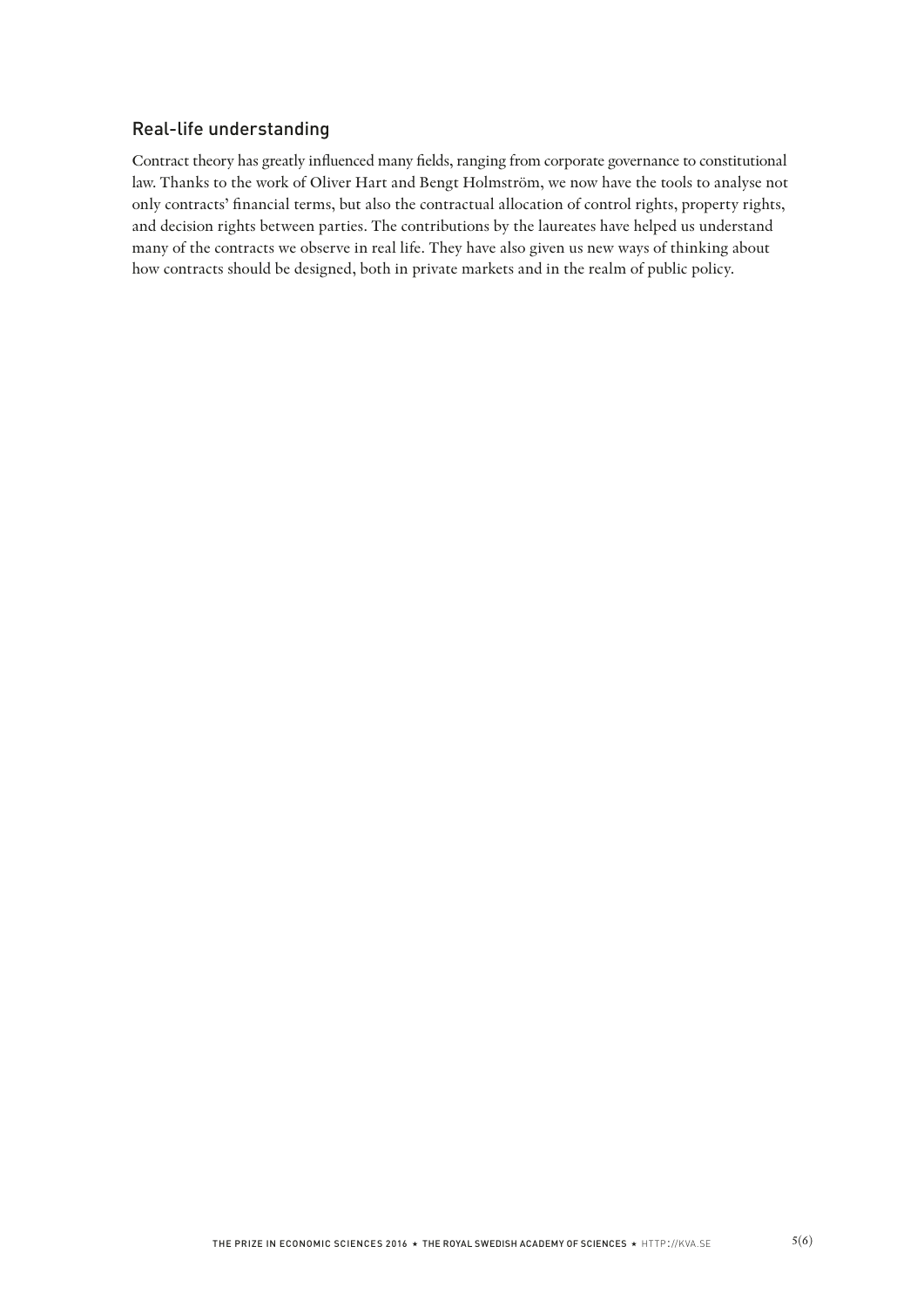## Real-life understanding

Contract theory has greatly influenced many fields, ranging from corporate governance to constitutional law. Thanks to the work of Oliver Hart and Bengt Holmström, we now have the tools to analyse not only contracts' financial terms, but also the contractual allocation of control rights, property rights, and decision rights between parties. The contributions by the laureates have helped us understand many of the contracts we observe in real life. They have also given us new ways of thinking about how contracts should be designed, both in private markets and in the realm of public policy.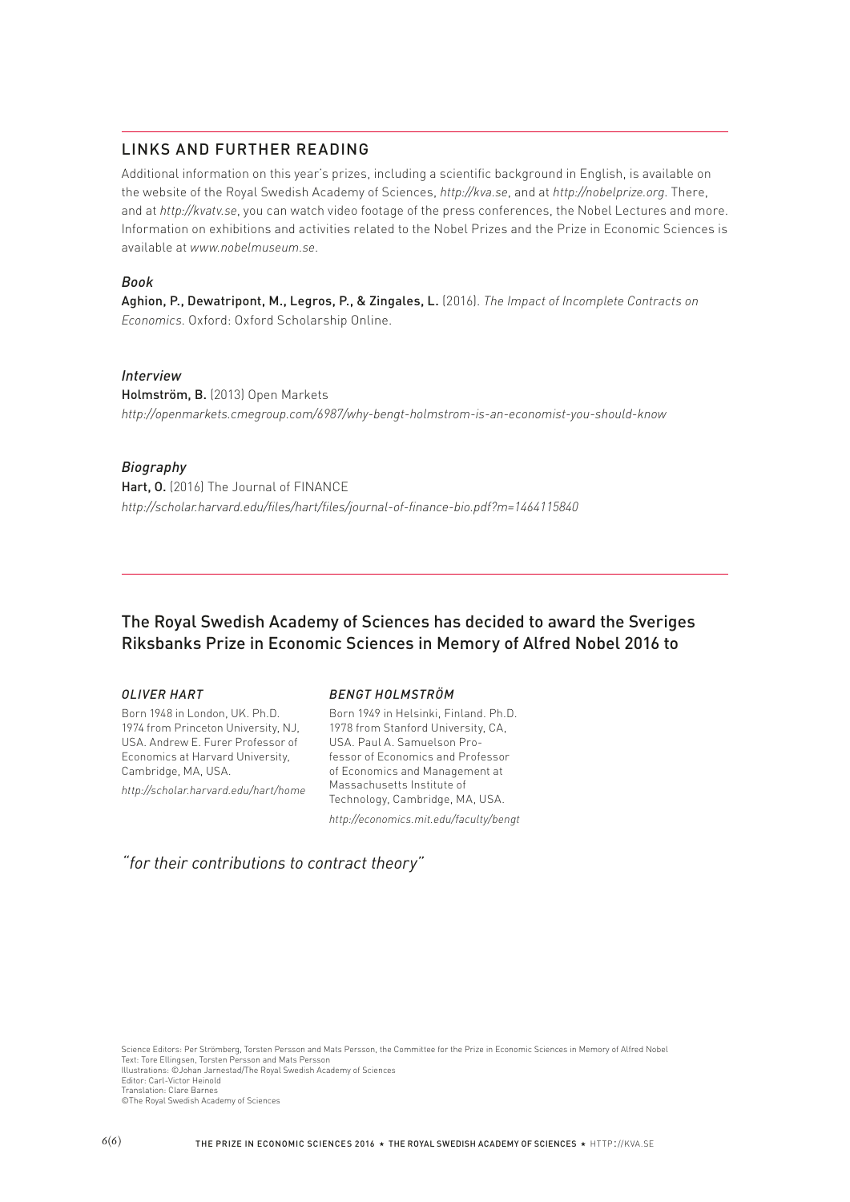## LINKS AND FURTHER READING

Additional information on this year's prizes, including a scientific background in English, is available on the website of the Royal Swedish Academy of Sciences, *http://kva.se*, and at *http://nobelprize.org*. There, and at *http://kvatv.se*, you can watch video footage of the press conferences, the Nobel Lectures and more. Information on exhibitions and activities related to the Nobel Prizes and the Prize in Economic Sciences is available at *www.nobelmuseum.se*.

### *Book*

**Aghion, P., Dewatripont, M., Legros, P., & Zingales, L.** (2016). *The Impact of Incomplete Contracts on Economics*. Oxford: Oxford Scholarship Online.

### *Interview*

**Holmström, B.** (2013) Open Markets
*http://openmarkets.cmegroup.com/6987/why-bengt-holmstrom-is-an-economist-you-should-know*

### *Biography*

**Hart, O.** (2016) The Journal of FINANCE
*http://scholar.harvard.edu/files/hart/files/journal-of-finance-bio.pdf?m=1464115840*

## The Royal Swedish Academy of Sciences has decided to award the Sveriges Riksbanks Prize in Economic Sciences in Memory of Alfred Nobel 2016 to

*OLIVER HART*

Born 1948 in London, UK. Ph.D. 1974 from Princeton University, NJ, USA. Andrew E. Furer Professor of Economics at Harvard University, Cambridge, MA, USA.

*http://scholar.harvard.edu/hart/home*

*BENGT HOLMSTRÖM*

Born 1949 in Helsinki, Finland. Ph.D. 1978 from Stanford University, CA, USA. Paul A. Samuelson Professor of Economics and Professor of Economics and Management at Massachusetts Institute of Technology, Cambridge, MA, USA.

*http://economics.mit.edu/faculty/bengt*

*"for their contributions to contract theory"*

Science Editors: Per Strömberg, Torsten Persson and Mats Persson, the Committee for the Prize in Economic Sciences in Memory of Alfred Nobel
Text: Tore Ellingsen, Torsten Persson and Mats Persson
Illustrations: ©Johan Jarnestad/The Royal Swedish Academy of Sciences
Editor: Carl-Victor Heinold
Translation: Clare Barnes
©The Royal Swedish Academy of Sciences